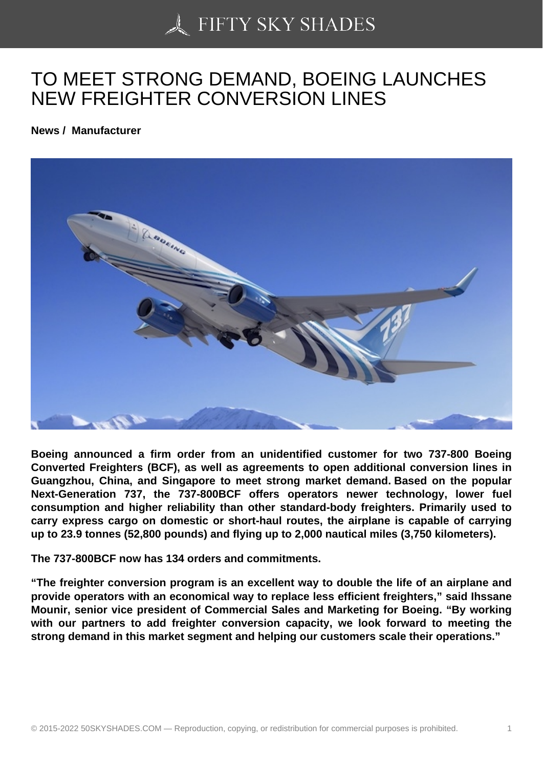# TO MEET STRONG DEMAND, BOEING LAUNCHES NEW FREIGHTER CONVERSION LINES

**News / Manufacturer**

**Boeing announced a firm order from an unidentified customer for two 737-800 Boeing Converted Freighters (BCF), as well as agreements to open additional conversion lines in Guangzhou, China, and Singapore to meet strong market demand. Based on the popular Next-Generation 737, the 737-800BCF offers operators newer technology, lower fuel consumption and higher reliability than other standard-body freighters. Primarily used to carry express cargo on domestic or short-haul routes, the airplane is capable of carrying up to 23.9 tonnes (52,800 pounds) and flying up to 2,000 nautical miles (3,750 kilometers).**

**The 737-800BCF now has 134 orders and commitments.**

**"The freighter conversion program is an excellent way to double the life of an airplane and provide operators with an economical way to replace less efficient freighters," said Ihssane Mounir, senior vice president of Commercial Sales and Marketing for Boeing. "By working with our partners to add freighter conversion capacity, we look forward to meeting the strong demand in this market segment and helping our customers scale their operations."**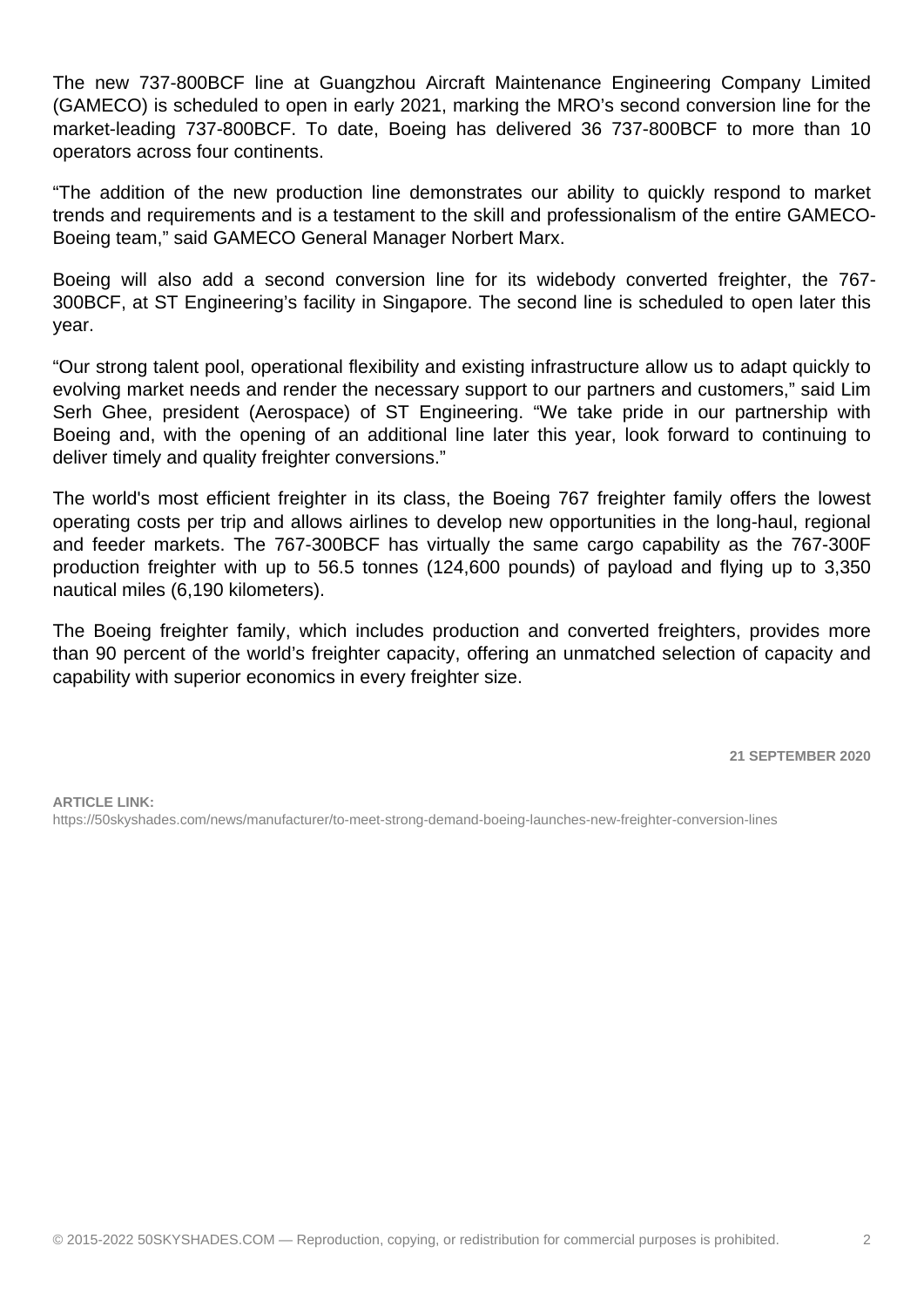The new 737-800BCF line at Guangzhou Aircraft Maintenance Engineering Company Limited (GAMECO) is scheduled to open in early 2021, marking the MRO's second conversion line for the market-leading 737-800BCF. To date, Boeing has delivered 36 737-800BCF to more than 10 operators across four continents.

"The addition of the new production line demonstrates our ability to quickly respond to market trends and requirements and is a testament to the skill and professionalism of the entire GAMECO-Boeing team," said GAMECO General Manager Norbert Marx.

Boeing will also add a second conversion line for its widebody converted freighter, the 767-300BCF, at ST Engineering's facility in Singapore. The second line is scheduled to open later this year.

"Our strong talent pool, operational flexibility and existing infrastructure allow us to adapt quickly to evolving market needs and render the necessary support to our partners and customers," said Lim Serh Ghee, president (Aerospace) of ST Engineering. "We take pride in our partnership with Boeing and, with the opening of an additional line later this year, look forward to continuing to deliver timely and quality freighter conversions."

The world's most efficient freighter in its class, the Boeing 767 freighter family offers the lowest operating costs per trip and allows airlines to develop new opportunities in the long-haul, regional and feeder markets. The 767-300BCF has virtually the same cargo capability as the 767-300F production freighter with up to 56.5 tonnes (124,600 pounds) of payload and flying up to 3,350 nautical miles (6,190 kilometers).

The Boeing freighter family, which includes production and converted freighters, provides more than 90 percent of the world's freighter capacity, offering an unmatched selection of capacity and capability with superior economics in every freighter size.

**21 SEPTEMBER 2020**

**ARTICLE LINK:**
https://50skyshades.com/news/manufacturer/to-meet-strong-demand-boeing-launches-new-freighter-conversion-lines